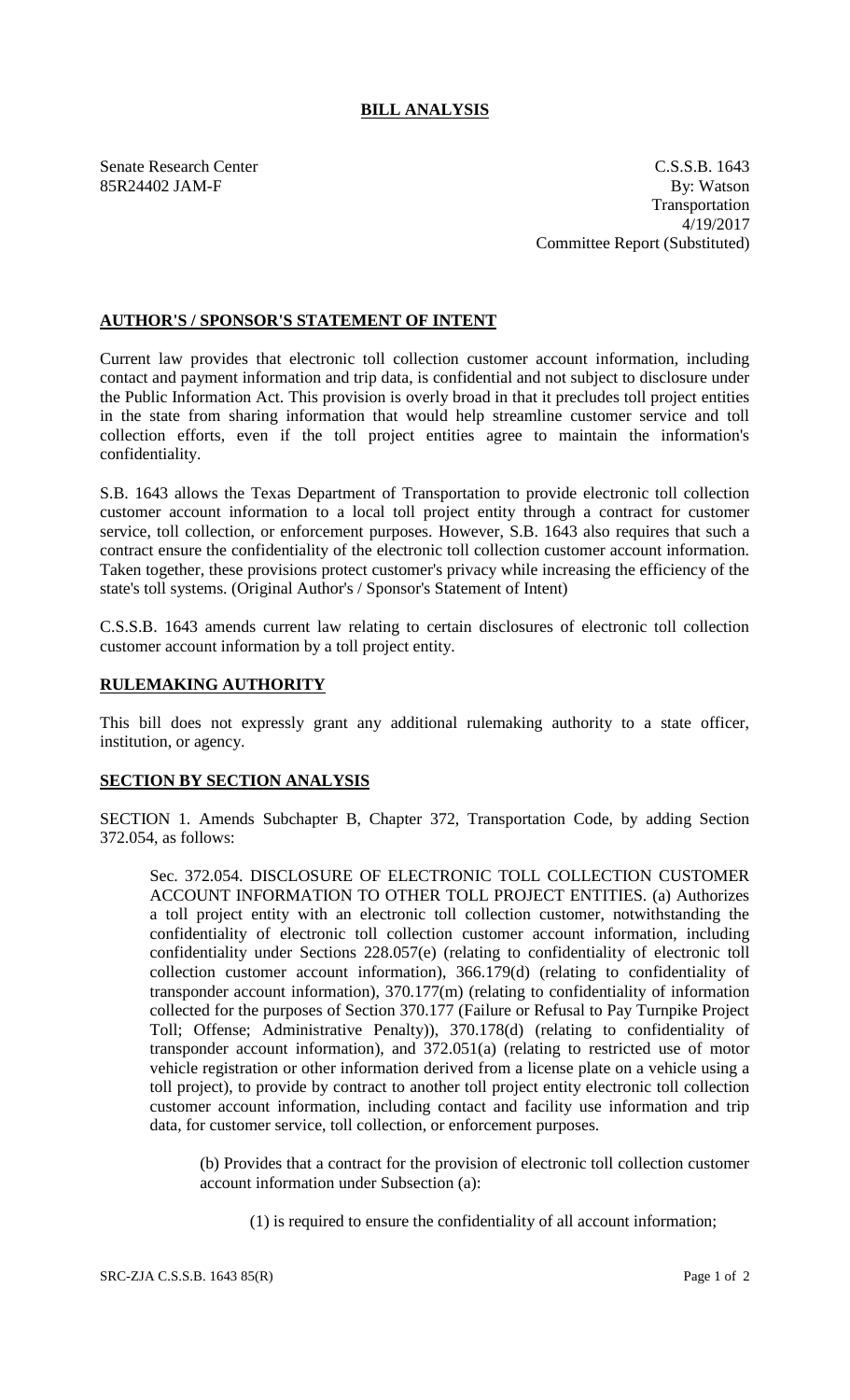# BILL ANALYSIS

Senate Research Center
85R24402 JAM-F

C.S.S.B. 1643
By: Watson
Transportation
4/19/2017
Committee Report (Substituted)

## AUTHOR'S / SPONSOR'S STATEMENT OF INTENT

Current law provides that electronic toll collection customer account information, including contact and payment information and trip data, is confidential and not subject to disclosure under the Public Information Act. This provision is overly broad in that it precludes toll project entities in the state from sharing information that would help streamline customer service and toll collection efforts, even if the toll project entities agree to maintain the information's confidentiality.

S.B. 1643 allows the Texas Department of Transportation to provide electronic toll collection customer account information to a local toll project entity through a contract for customer service, toll collection, or enforcement purposes. However, S.B. 1643 also requires that such a contract ensure the confidentiality of the electronic toll collection customer account information. Taken together, these provisions protect customer's privacy while increasing the efficiency of the state's toll systems. (Original Author's / Sponsor's Statement of Intent)

C.S.S.B. 1643 amends current law relating to certain disclosures of electronic toll collection customer account information by a toll project entity.

## RULEMAKING AUTHORITY

This bill does not expressly grant any additional rulemaking authority to a state officer, institution, or agency.

## SECTION BY SECTION ANALYSIS

SECTION 1. Amends Subchapter B, Chapter 372, Transportation Code, by adding Section 372.054, as follows:

Sec. 372.054. DISCLOSURE OF ELECTRONIC TOLL COLLECTION CUSTOMER ACCOUNT INFORMATION TO OTHER TOLL PROJECT ENTITIES. (a) Authorizes a toll project entity with an electronic toll collection customer, notwithstanding the confidentiality of electronic toll collection customer account information, including confidentiality under Sections 228.057(e) (relating to confidentiality of electronic toll collection customer account information), 366.179(d) (relating to confidentiality of transponder account information), 370.177(m) (relating to confidentiality of information collected for the purposes of Section 370.177 (Failure or Refusal to Pay Turnpike Project Toll; Offense; Administrative Penalty)), 370.178(d) (relating to confidentiality of transponder account information), and 372.051(a) (relating to restricted use of motor vehicle registration or other information derived from a license plate on a vehicle using a toll project), to provide by contract to another toll project entity electronic toll collection customer account information, including contact and facility use information and trip data, for customer service, toll collection, or enforcement purposes.

(b) Provides that a contract for the provision of electronic toll collection customer account information under Subsection (a):

(1) is required to ensure the confidentiality of all account information;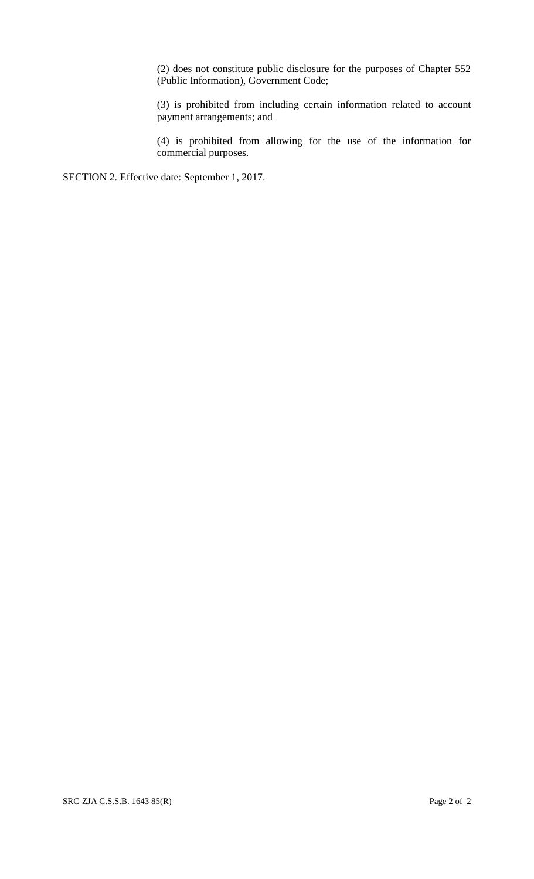(2) does not constitute public disclosure for the purposes of Chapter 552 (Public Information), Government Code;

(3) is prohibited from including certain information related to account payment arrangements; and

(4) is prohibited from allowing for the use of the information for commercial purposes.

SECTION 2. Effective date: September 1, 2017.